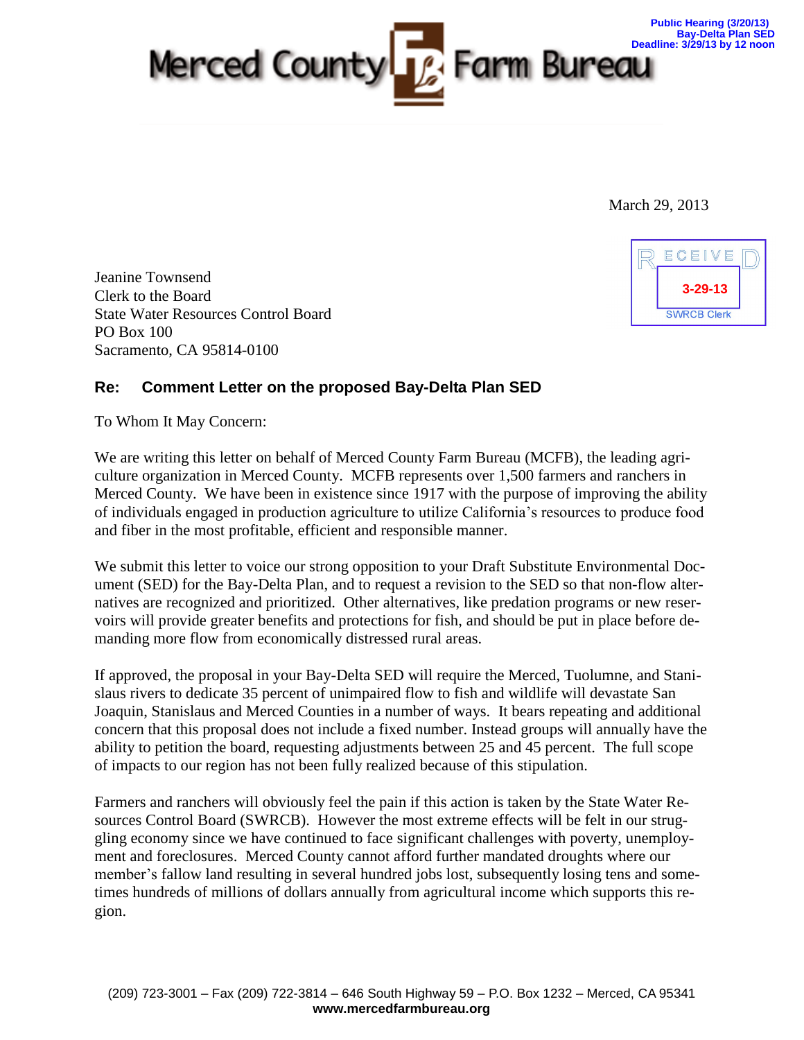Public Hearing (3/20/13)
Bay-Delta Plan SED
Deadline: 3/29/13 by 12 noon

# Merced County Farm Bureau

March 29, 2013

RECEIVED
3-29-13
SWRCB Clerk

Jeanine Townsend
Clerk to the Board
State Water Resources Control Board
PO Box 100
Sacramento, CA 95814-0100

**Re: Comment Letter on the proposed Bay-Delta Plan SED**

To Whom It May Concern:

We are writing this letter on behalf of Merced County Farm Bureau (MCFB), the leading agriculture organization in Merced County. MCFB represents over 1,500 farmers and ranchers in Merced County. We have been in existence since 1917 with the purpose of improving the ability of individuals engaged in production agriculture to utilize California's resources to produce food and fiber in the most profitable, efficient and responsible manner.

We submit this letter to voice our strong opposition to your Draft Substitute Environmental Document (SED) for the Bay-Delta Plan, and to request a revision to the SED so that non-flow alternatives are recognized and prioritized. Other alternatives, like predation programs or new reservoirs will provide greater benefits and protections for fish, and should be put in place before demanding more flow from economically distressed rural areas.

If approved, the proposal in your Bay-Delta SED will require the Merced, Tuolumne, and Stanislaus rivers to dedicate 35 percent of unimpaired flow to fish and wildlife will devastate San Joaquin, Stanislaus and Merced Counties in a number of ways. It bears repeating and additional concern that this proposal does not include a fixed number. Instead groups will annually have the ability to petition the board, requesting adjustments between 25 and 45 percent. The full scope of impacts to our region has not been fully realized because of this stipulation.

Farmers and ranchers will obviously feel the pain if this action is taken by the State Water Resources Control Board (SWRCB). However the most extreme effects will be felt in our struggling economy since we have continued to face significant challenges with poverty, unemployment and foreclosures. Merced County cannot afford further mandated droughts where our member's fallow land resulting in several hundred jobs lost, subsequently losing tens and sometimes hundreds of millions of dollars annually from agricultural income which supports this region.

(209) 723-3001 – Fax (209) 722-3814 – 646 South Highway 59 – P.O. Box 1232 – Merced, CA 95341
**www.mercedfarmbureau.org**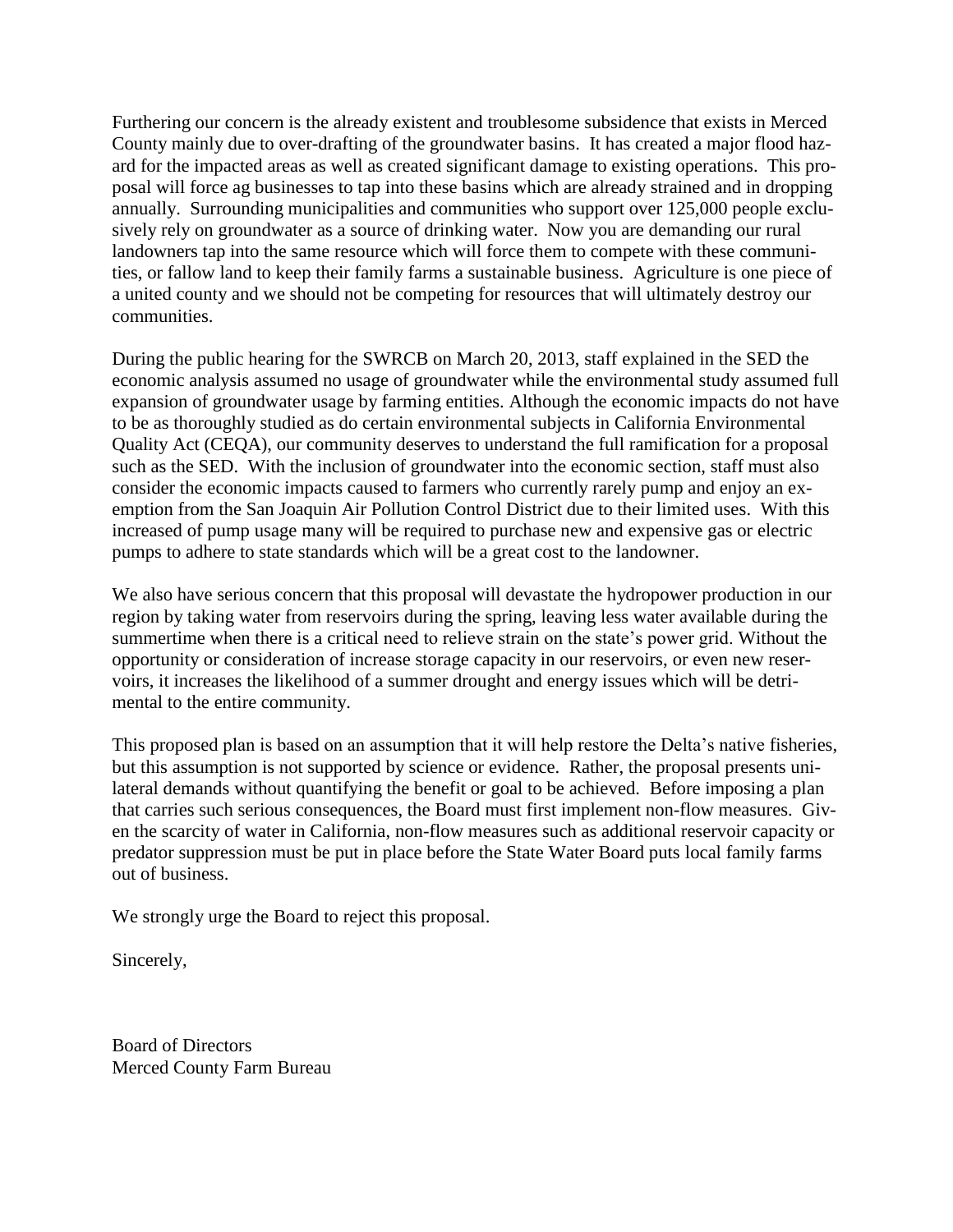Furthering our concern is the already existent and troublesome subsidence that exists in Merced County mainly due to over-drafting of the groundwater basins. It has created a major flood hazard for the impacted areas as well as created significant damage to existing operations. This proposal will force ag businesses to tap into these basins which are already strained and in dropping annually. Surrounding municipalities and communities who support over 125,000 people exclusively rely on groundwater as a source of drinking water. Now you are demanding our rural landowners tap into the same resource which will force them to compete with these communities, or fallow land to keep their family farms a sustainable business. Agriculture is one piece of a united county and we should not be competing for resources that will ultimately destroy our communities.

During the public hearing for the SWRCB on March 20, 2013, staff explained in the SED the economic analysis assumed no usage of groundwater while the environmental study assumed full expansion of groundwater usage by farming entities. Although the economic impacts do not have to be as thoroughly studied as do certain environmental subjects in California Environmental Quality Act (CEQA), our community deserves to understand the full ramification for a proposal such as the SED. With the inclusion of groundwater into the economic section, staff must also consider the economic impacts caused to farmers who currently rarely pump and enjoy an exemption from the San Joaquin Air Pollution Control District due to their limited uses. With this increased of pump usage many will be required to purchase new and expensive gas or electric pumps to adhere to state standards which will be a great cost to the landowner.

We also have serious concern that this proposal will devastate the hydropower production in our region by taking water from reservoirs during the spring, leaving less water available during the summertime when there is a critical need to relieve strain on the state's power grid. Without the opportunity or consideration of increase storage capacity in our reservoirs, or even new reservoirs, it increases the likelihood of a summer drought and energy issues which will be detrimental to the entire community.

This proposed plan is based on an assumption that it will help restore the Delta's native fisheries, but this assumption is not supported by science or evidence. Rather, the proposal presents unilateral demands without quantifying the benefit or goal to be achieved. Before imposing a plan that carries such serious consequences, the Board must first implement non-flow measures. Given the scarcity of water in California, non-flow measures such as additional reservoir capacity or predator suppression must be put in place before the State Water Board puts local family farms out of business.

We strongly urge the Board to reject this proposal.

Sincerely,

Board of Directors
Merced County Farm Bureau